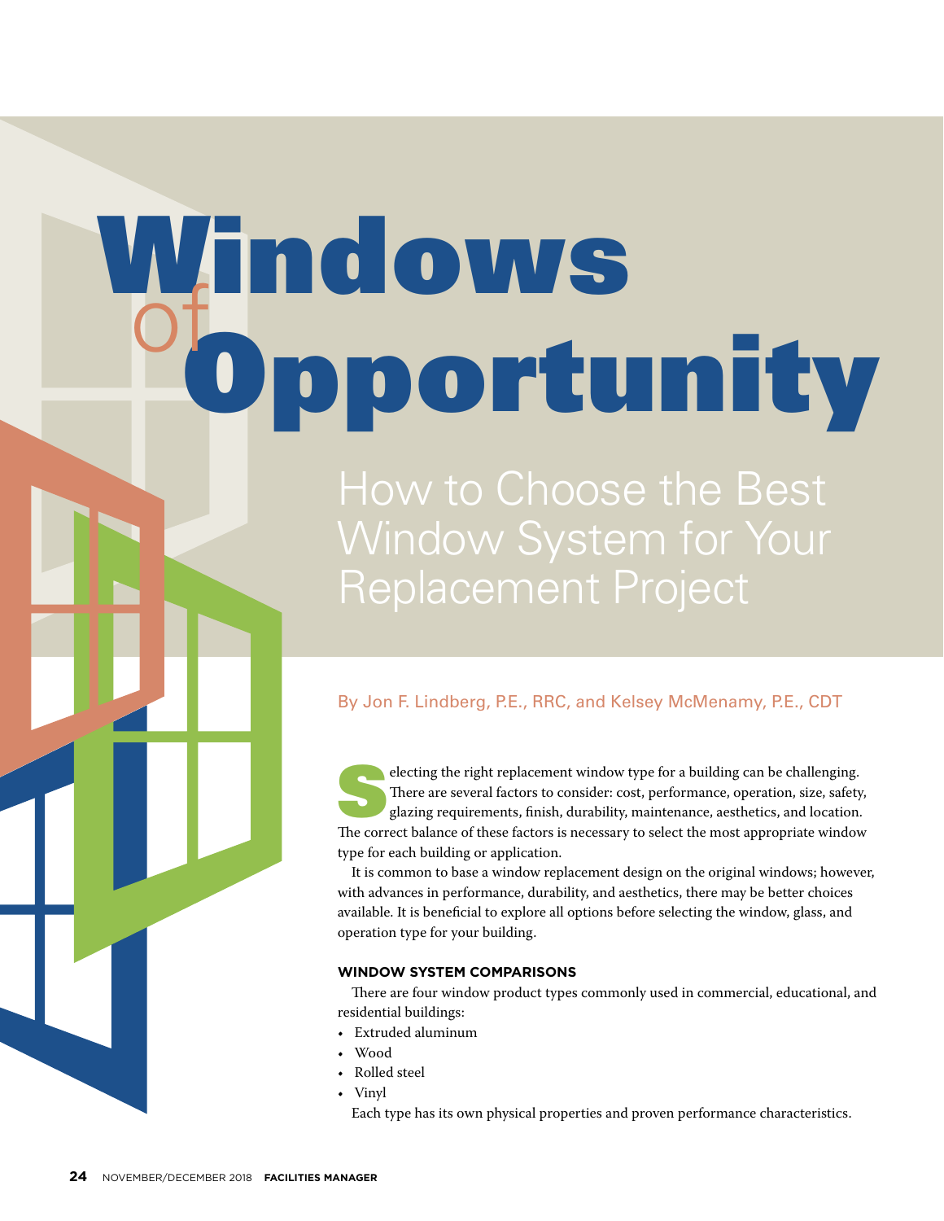# Windows of Opportunity

## How to Choose the Best Window System for Your Replacement Project

By Jon F. Lindberg, P.E., RRC, and Kelsey McMenamy, P.E., CDT

Selecting the right replacement window type for a building can be challenging. There are several factors to consider: cost, performance, operation, size, safety, glazing requirements, finish, durability, maintenance, aesthetics, and location. The correct balance of these factors is necessary to select the most appropriate window type for each building or application.

It is common to base a window replacement design on the original windows; however, with advances in performance, durability, and aesthetics, there may be better choices available. It is beneficial to explore all options before selecting the window, glass, and operation type for your building.

### WINDOW SYSTEM COMPARISONS

There are four window product types commonly used in commercial, educational, and residential buildings:

- Extruded aluminum
- Wood
- Rolled steel
- Vinyl

Each type has its own physical properties and proven performance characteristics.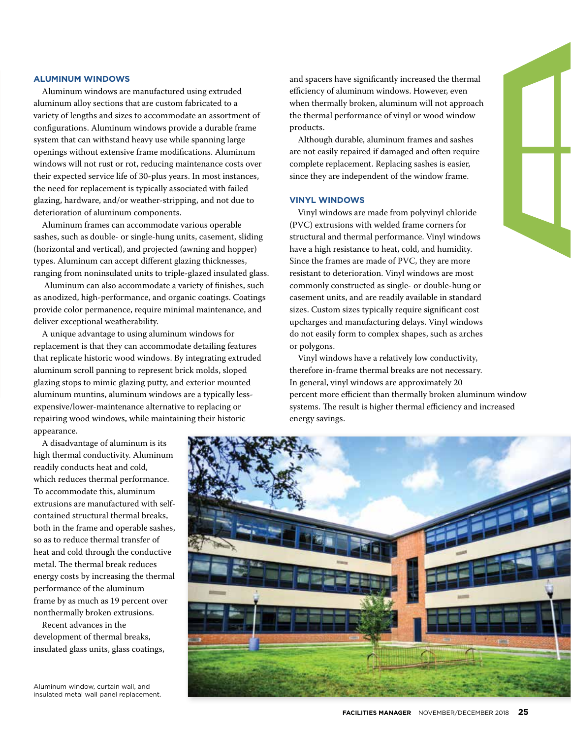## ALUMINUM WINDOWS

Aluminum windows are manufactured using extruded aluminum alloy sections that are custom fabricated to a variety of lengths and sizes to accommodate an assortment of configurations. Aluminum windows provide a durable frame system that can withstand heavy use while spanning large openings without extensive frame modifications. Aluminum windows will not rust or rot, reducing maintenance costs over their expected service life of 30-plus years. In most instances, the need for replacement is typically associated with failed glazing, hardware, and/or weather-stripping, and not due to deterioration of aluminum components.

Aluminum frames can accommodate various operable sashes, such as double- or single-hung units, casement, sliding (horizontal and vertical), and projected (awning and hopper) types. Aluminum can accept different glazing thicknesses, ranging from noninsulated units to triple-glazed insulated glass.

Aluminum can also accommodate a variety of finishes, such as anodized, high-performance, and organic coatings. Coatings provide color permanence, require minimal maintenance, and deliver exceptional weatherability.

A unique advantage to using aluminum windows for replacement is that they can accommodate detailing features that replicate historic wood windows. By integrating extruded aluminum scroll panning to represent brick molds, sloped glazing stops to mimic glazing putty, and exterior mounted aluminum muntins, aluminum windows are a typically less-expensive/lower-maintenance alternative to replacing or repairing wood windows, while maintaining their historic appearance.

A disadvantage of aluminum is its high thermal conductivity. Aluminum readily conducts heat and cold, which reduces thermal performance. To accommodate this, aluminum extrusions are manufactured with self-contained structural thermal breaks, both in the frame and operable sashes, so as to reduce thermal transfer of heat and cold through the conductive metal. The thermal break reduces energy costs by increasing the thermal performance of the aluminum frame by as much as 19 percent over nonthermally broken extrusions.

Recent advances in the development of thermal breaks, insulated glass units, glass coatings, and spacers have significantly increased the thermal efficiency of aluminum windows. However, even when thermally broken, aluminum will not approach the thermal performance of vinyl or wood window products.

Although durable, aluminum frames and sashes are not easily repaired if damaged and often require complete replacement. Replacing sashes is easier, since they are independent of the window frame.

## VINYL WINDOWS

Vinyl windows are made from polyvinyl chloride (PVC) extrusions with welded frame corners for structural and thermal performance. Vinyl windows have a high resistance to heat, cold, and humidity. Since the frames are made of PVC, they are more resistant to deterioration. Vinyl windows are most commonly constructed as single- or double-hung or casement units, and are readily available in standard sizes. Custom sizes typically require significant cost upcharges and manufacturing delays. Vinyl windows do not easily form to complex shapes, such as arches or polygons.

Vinyl windows have a relatively low conductivity, therefore in-frame thermal breaks are not necessary. In general, vinyl windows are approximately 20 percent more efficient than thermally broken aluminum window systems. The result is higher thermal efficiency and increased energy savings.

Aluminum window, curtain wall, and insulated metal wall panel replacement.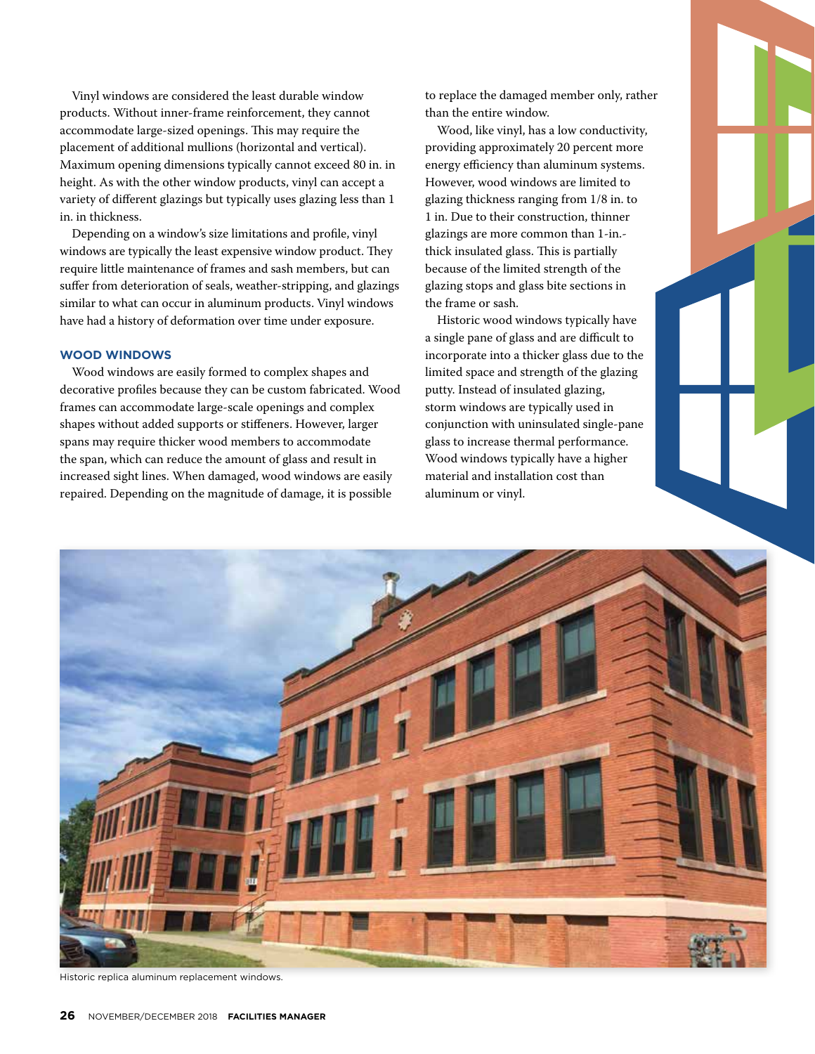Vinyl windows are considered the least durable window products. Without inner-frame reinforcement, they cannot accommodate large-sized openings. This may require the placement of additional mullions (horizontal and vertical). Maximum opening dimensions typically cannot exceed 80 in. in height. As with the other window products, vinyl can accept a variety of different glazings but typically uses glazing less than 1 in. in thickness.

Depending on a window's size limitations and profile, vinyl windows are typically the least expensive window product. They require little maintenance of frames and sash members, but can suffer from deterioration of seals, weather-stripping, and glazings similar to what can occur in aluminum products. Vinyl windows have had a history of deformation over time under exposure.

### WOOD WINDOWS

Wood windows are easily formed to complex shapes and decorative profiles because they can be custom fabricated. Wood frames can accommodate large-scale openings and complex shapes without added supports or stiffeners. However, larger spans may require thicker wood members to accommodate the span, which can reduce the amount of glass and result in increased sight lines. When damaged, wood windows are easily repaired. Depending on the magnitude of damage, it is possible to replace the damaged member only, rather than the entire window.

Wood, like vinyl, has a low conductivity, providing approximately 20 percent more energy efficiency than aluminum systems. However, wood windows are limited to glazing thickness ranging from 1/8 in. to 1 in. Due to their construction, thinner glazings are more common than 1-in.-thick insulated glass. This is partially because of the limited strength of the glazing stops and glass bite sections in the frame or sash.

Historic wood windows typically have a single pane of glass and are difficult to incorporate into a thicker glass due to the limited space and strength of the glazing putty. Instead of insulated glazing, storm windows are typically used in conjunction with uninsulated single-pane glass to increase thermal performance. Wood windows typically have a higher material and installation cost than aluminum or vinyl.

Historic replica aluminum replacement windows.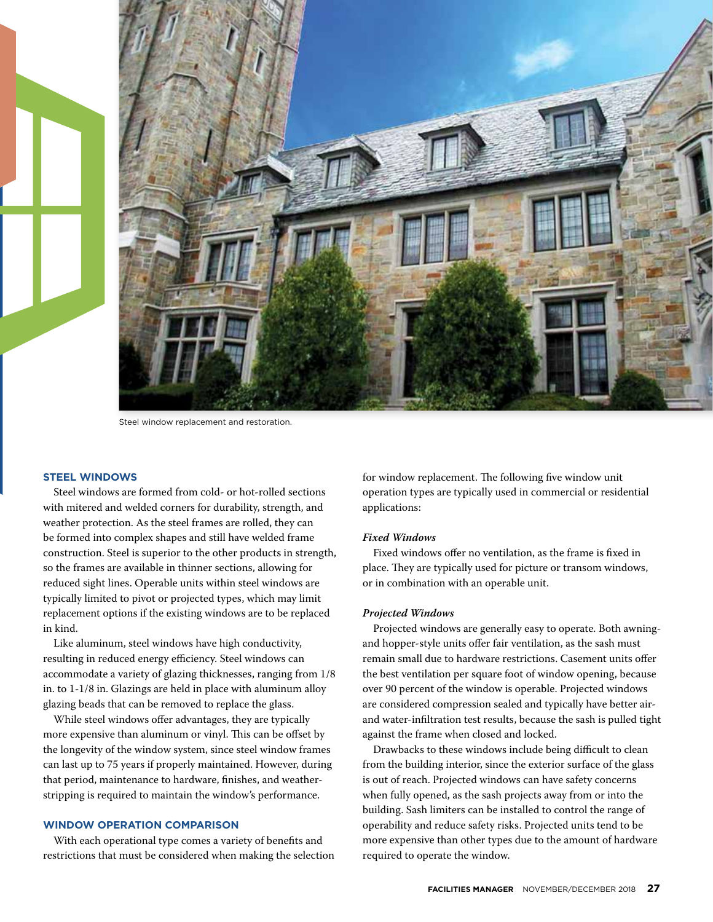Steel window replacement and restoration.

## STEEL WINDOWS

Steel windows are formed from cold- or hot-rolled sections with mitered and welded corners for durability, strength, and weather protection. As the steel frames are rolled, they can be formed into complex shapes and still have welded frame construction. Steel is superior to the other products in strength, so the frames are available in thinner sections, allowing for reduced sight lines. Operable units within steel windows are typically limited to pivot or projected types, which may limit replacement options if the existing windows are to be replaced in kind.

Like aluminum, steel windows have high conductivity, resulting in reduced energy efficiency. Steel windows can accommodate a variety of glazing thicknesses, ranging from 1/8 in. to 1-1/8 in. Glazings are held in place with aluminum alloy glazing beads that can be removed to replace the glass.

While steel windows offer advantages, they are typically more expensive than aluminum or vinyl. This can be offset by the longevity of the window system, since steel window frames can last up to 75 years if properly maintained. However, during that period, maintenance to hardware, finishes, and weather-stripping is required to maintain the window's performance.

## WINDOW OPERATION COMPARISON

With each operational type comes a variety of benefits and restrictions that must be considered when making the selection for window replacement. The following five window unit operation types are typically used in commercial or residential applications:

### *Fixed Windows*

Fixed windows offer no ventilation, as the frame is fixed in place. They are typically used for picture or transom windows, or in combination with an operable unit.

### *Projected Windows*

Projected windows are generally easy to operate. Both awning- and hopper-style units offer fair ventilation, as the sash must remain small due to hardware restrictions. Casement units offer the best ventilation per square foot of window opening, because over 90 percent of the window is operable. Projected windows are considered compression sealed and typically have better air- and water-infiltration test results, because the sash is pulled tight against the frame when closed and locked.

Drawbacks to these windows include being difficult to clean from the building interior, since the exterior surface of the glass is out of reach. Projected windows can have safety concerns when fully opened, as the sash projects away from or into the building. Sash limiters can be installed to control the range of operability and reduce safety risks. Projected units tend to be more expensive than other types due to the amount of hardware required to operate the window.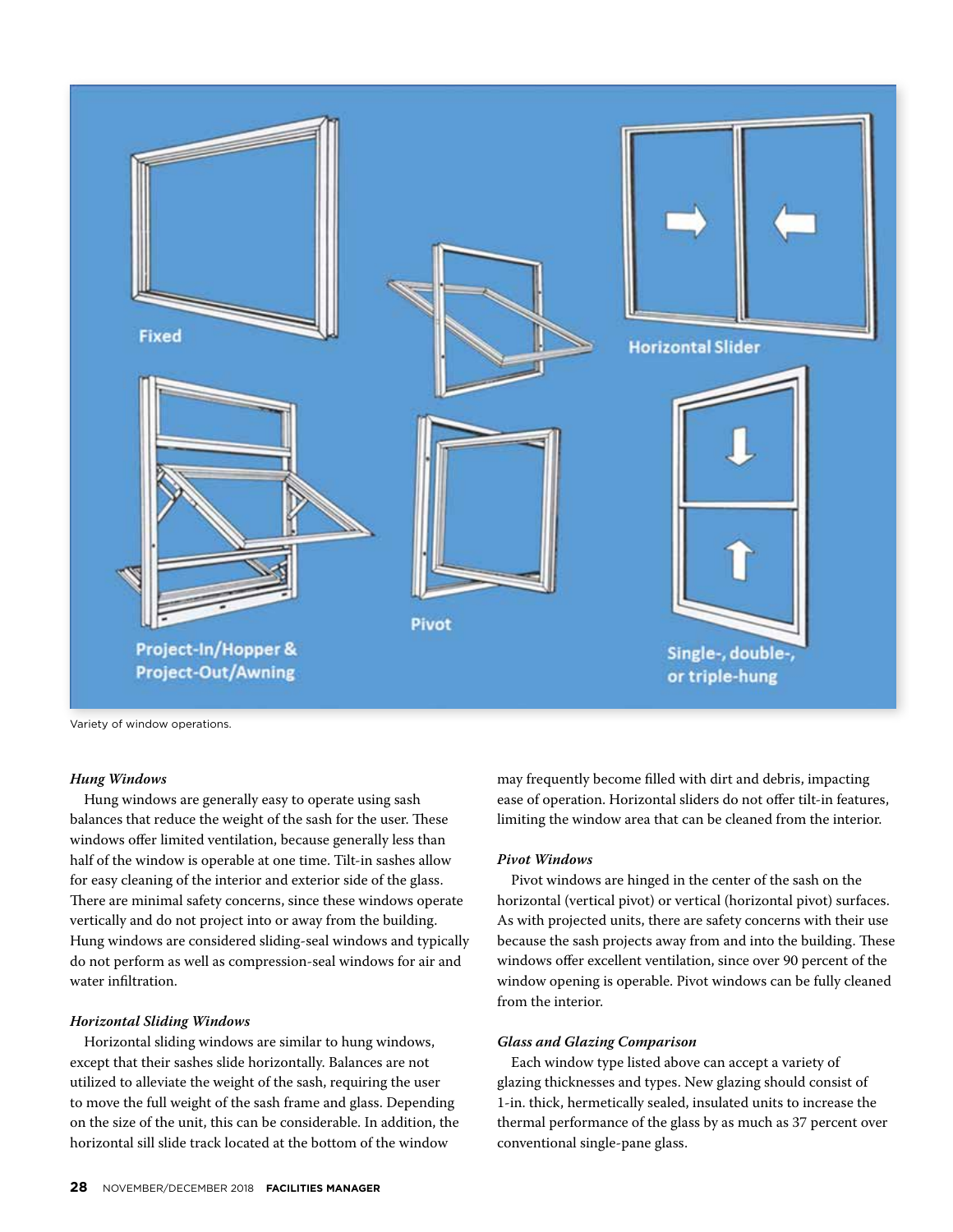Variety of window operations.

### *Hung Windows*

Hung windows are generally easy to operate using sash balances that reduce the weight of the sash for the user. These windows offer limited ventilation, because generally less than half of the window is operable at one time. Tilt-in sashes allow for easy cleaning of the interior and exterior side of the glass. There are minimal safety concerns, since these windows operate vertically and do not project into or away from the building. Hung windows are considered sliding-seal windows and typically do not perform as well as compression-seal windows for air and water infiltration.

### *Horizontal Sliding Windows*

Horizontal sliding windows are similar to hung windows, except that their sashes slide horizontally. Balances are not utilized to alleviate the weight of the sash, requiring the user to move the full weight of the sash frame and glass. Depending on the size of the unit, this can be considerable. In addition, the horizontal sill slide track located at the bottom of the window may frequently become filled with dirt and debris, impacting ease of operation. Horizontal sliders do not offer tilt-in features, limiting the window area that can be cleaned from the interior.

### *Pivot Windows*

Pivot windows are hinged in the center of the sash on the horizontal (vertical pivot) or vertical (horizontal pivot) surfaces. As with projected units, there are safety concerns with their use because the sash projects away from and into the building. These windows offer excellent ventilation, since over 90 percent of the window opening is operable. Pivot windows can be fully cleaned from the interior.

### *Glass and Glazing Comparison*

Each window type listed above can accept a variety of glazing thicknesses and types. New glazing should consist of 1-in. thick, hermetically sealed, insulated units to increase the thermal performance of the glass by as much as 37 percent over conventional single-pane glass.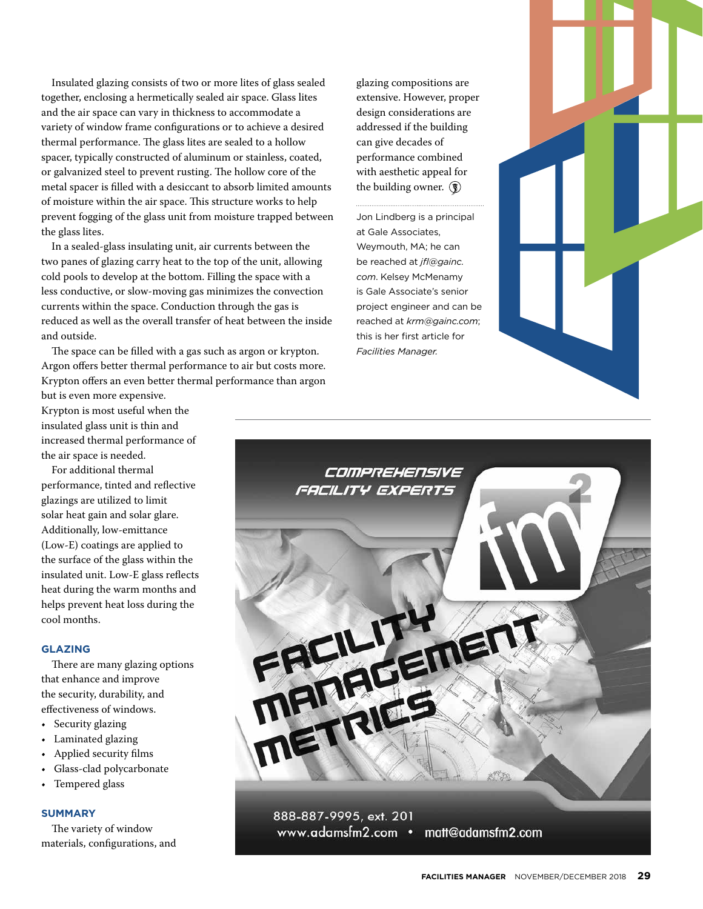Insulated glazing consists of two or more lites of glass sealed together, enclosing a hermetically sealed air space. Glass lites and the air space can vary in thickness to accommodate a variety of window frame configurations or to achieve a desired thermal performance. The glass lites are sealed to a hollow spacer, typically constructed of aluminum or stainless, coated, or galvanized steel to prevent rusting. The hollow core of the metal spacer is filled with a desiccant to absorb limited amounts of moisture within the air space. This structure works to help prevent fogging of the glass unit from moisture trapped between the glass lites.

In a sealed-glass insulating unit, air currents between the two panes of glazing carry heat to the top of the unit, allowing cold pools to develop at the bottom. Filling the space with a less conductive, or slow-moving gas minimizes the convection currents within the space. Conduction through the gas is reduced as well as the overall transfer of heat between the inside and outside.

The space can be filled with a gas such as argon or krypton. Argon offers better thermal performance to air but costs more. Krypton offers an even better thermal performance than argon but is even more expensive. Krypton is most useful when the insulated glass unit is thin and increased thermal performance of the air space is needed.

For additional thermal performance, tinted and reflective glazings are utilized to limit solar heat gain and solar glare. Additionally, low-emittance (Low-E) coatings are applied to the surface of the glass within the insulated unit. Low-E glass reflects heat during the warm months and helps prevent heat loss during the cool months.

## GLAZING

There are many glazing options that enhance and improve the security, durability, and effectiveness of windows.

- Security glazing
- Laminated glazing
- Applied security films
- Glass-clad polycarbonate
- Tempered glass

## SUMMARY

The variety of window materials, configurations, and glazing compositions are extensive. However, proper design considerations are addressed if the building can give decades of performance combined with aesthetic appeal for the building owner.

Jon Lindberg is a principal at Gale Associates, Weymouth, MA; he can be reached at *jfl@gainc.com*. Kelsey McMenamy is Gale Associate's senior project engineer and can be reached at *krm@gainc.com*; this is her first article for *Facilities Manager*.

COMPREHENSIVE FACILITY EXPERTS

fm2

FACILITY MANAGEMENT METRICS

888-887-9995, ext. 201
www.adamsfm2.com • matt@adamsfm2.com